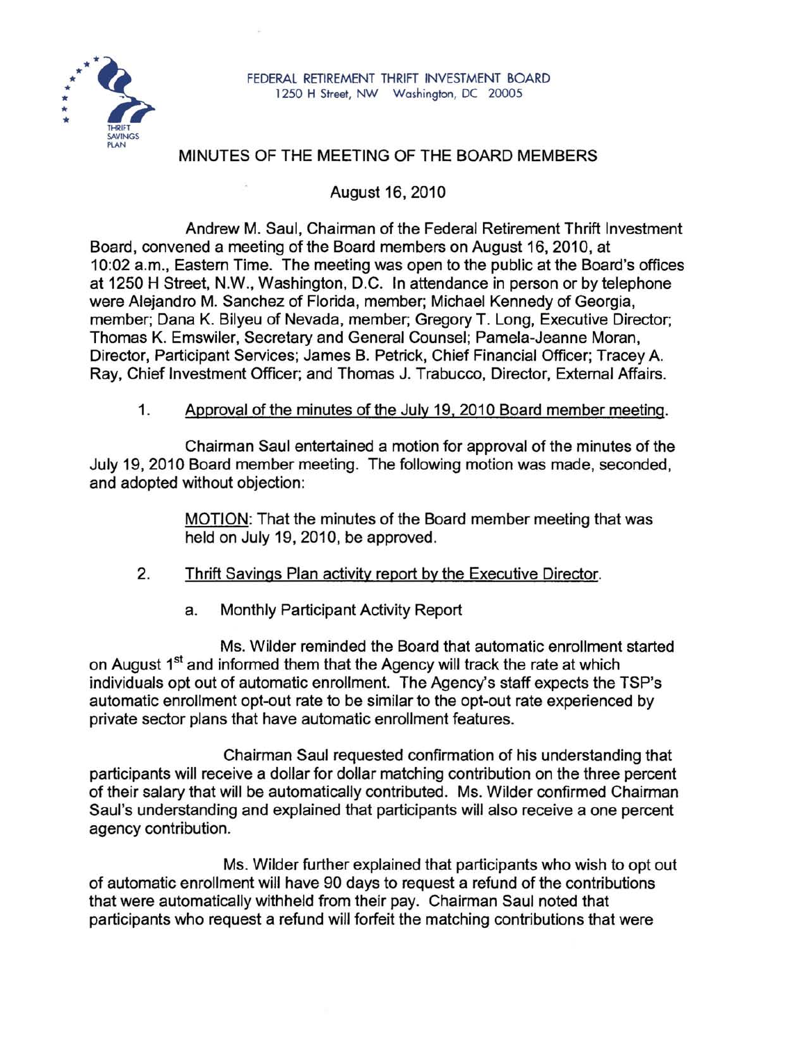FEDERAL RETIREMENT THRIFT INVESTMENT BOARD
1250 H Street, NW Washington, DC 20005

# MINUTES OF THE MEETING OF THE BOARD MEMBERS

August 16, 2010

Andrew M. Saul, Chairman of the Federal Retirement Thrift Investment Board, convened a meeting of the Board members on August 16, 2010, at 10:02 a.m., Eastern Time. The meeting was open to the public at the Board's offices at 1250 H Street, N.W., Washington, D.C. In attendance in person or by telephone were Alejandro M. Sanchez of Florida, member; Michael Kennedy of Georgia, member; Dana K. Bilyeu of Nevada, member; Gregory T. Long, Executive Director; Thomas K. Emswiler, Secretary and General Counsel; Pamela-Jeanne Moran, Director, Participant Services; James B. Petrick, Chief Financial Officer; Tracey A. Ray, Chief Investment Officer; and Thomas J. Trabucco, Director, External Affairs.

1. Approval of the minutes of the July 19, 2010 Board member meeting.

Chairman Saul entertained a motion for approval of the minutes of the July 19, 2010 Board member meeting. The following motion was made, seconded, and adopted without objection:

> MOTION: That the minutes of the Board member meeting that was held on July 19, 2010, be approved.

2. Thrift Savings Plan activity report by the Executive Director.

   a. Monthly Participant Activity Report

Ms. Wilder reminded the Board that automatic enrollment started on August 1st and informed them that the Agency will track the rate at which individuals opt out of automatic enrollment. The Agency's staff expects the TSP's automatic enrollment opt-out rate to be similar to the opt-out rate experienced by private sector plans that have automatic enrollment features.

Chairman Saul requested confirmation of his understanding that participants will receive a dollar for dollar matching contribution on the three percent of their salary that will be automatically contributed. Ms. Wilder confirmed Chairman Saul's understanding and explained that participants will also receive a one percent agency contribution.

Ms. Wilder further explained that participants who wish to opt out of automatic enrollment will have 90 days to request a refund of the contributions that were automatically withheld from their pay. Chairman Saul noted that participants who request a refund will forfeit the matching contributions that were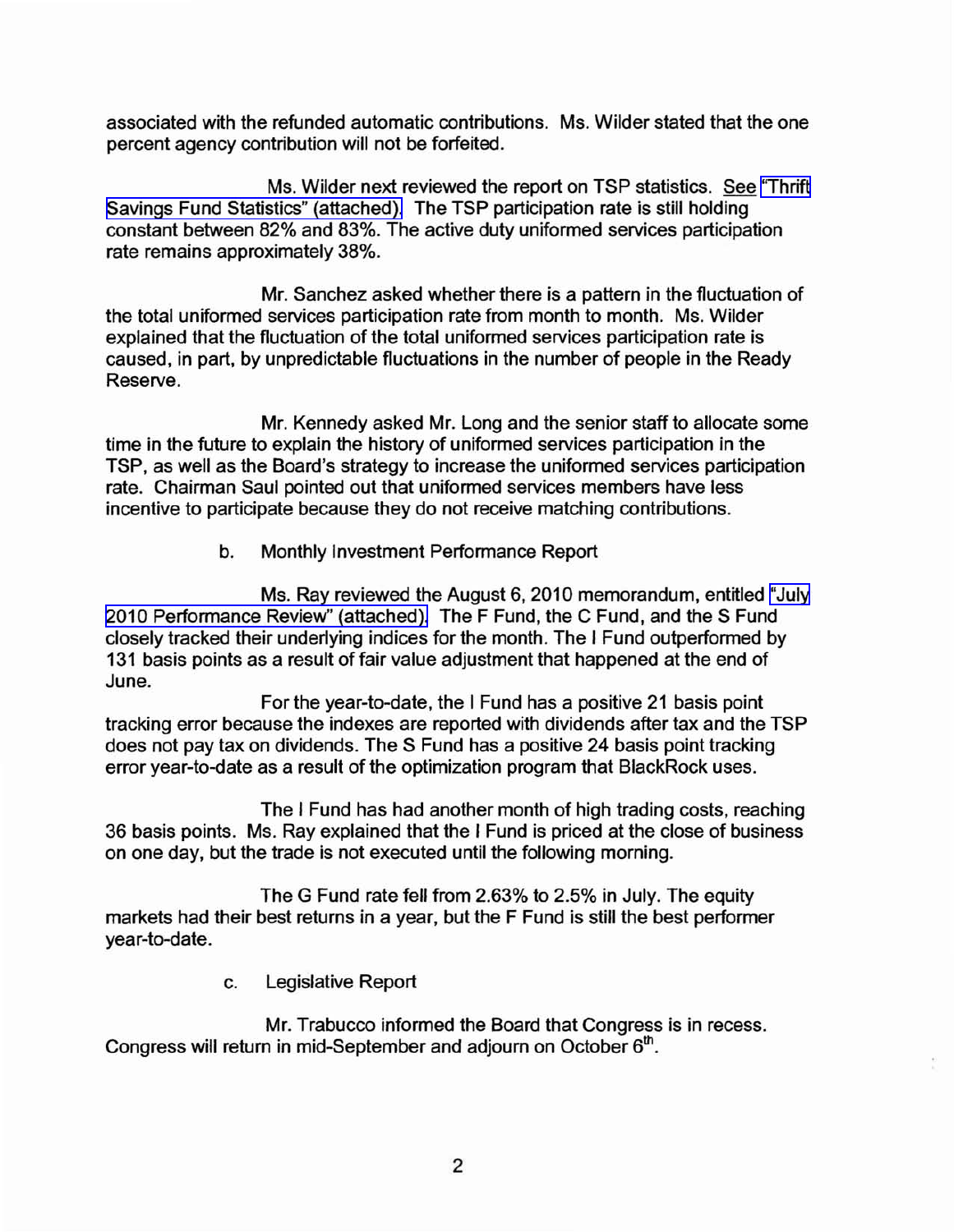associated with the refunded automatic contributions. Ms. Wilder stated that the one percent agency contribution will not be forfeited.

Ms. Wilder next reviewed the report on TSP statistics. See "Thrift Savings Fund Statistics" (attached). The TSP participation rate is still holding constant between 82% and 83%. The active duty uniformed services participation rate remains approximately 38%.

Mr. Sanchez asked whether there is a pattern in the fluctuation of the total uniformed services participation rate from month to month. Ms. Wilder explained that the fluctuation of the total uniformed services participation rate is caused, in part, by unpredictable fluctuations in the number of people in the Ready Reserve.

Mr. Kennedy asked Mr. Long and the senior staff to allocate some time in the future to explain the history of uniformed services participation in the TSP, as well as the Board's strategy to increase the uniformed services participation rate. Chairman Saul pointed out that uniformed services members have less incentive to participate because they do not receive matching contributions.

b. Monthly Investment Performance Report

Ms. Ray reviewed the August 6, 2010 memorandum, entitled "July 2010 Performance Review" (attached). The F Fund, the C Fund, and the S Fund closely tracked their underlying indices for the month. The I Fund outperformed by 131 basis points as a result of fair value adjustment that happened at the end of June.

For the year-to-date, the I Fund has a positive 21 basis point tracking error because the indexes are reported with dividends after tax and the TSP does not pay tax on dividends. The S Fund has a positive 24 basis point tracking error year-to-date as a result of the optimization program that BlackRock uses.

The I Fund has had another month of high trading costs, reaching 36 basis points. Ms. Ray explained that the I Fund is priced at the close of business on one day, but the trade is not executed until the following morning.

The G Fund rate fell from 2.63% to 2.5% in July. The equity markets had their best returns in a year, but the F Fund is still the best performer year-to-date.

c. Legislative Report

Mr. Trabucco informed the Board that Congress is in recess. Congress will return in mid-September and adjourn on October 6th.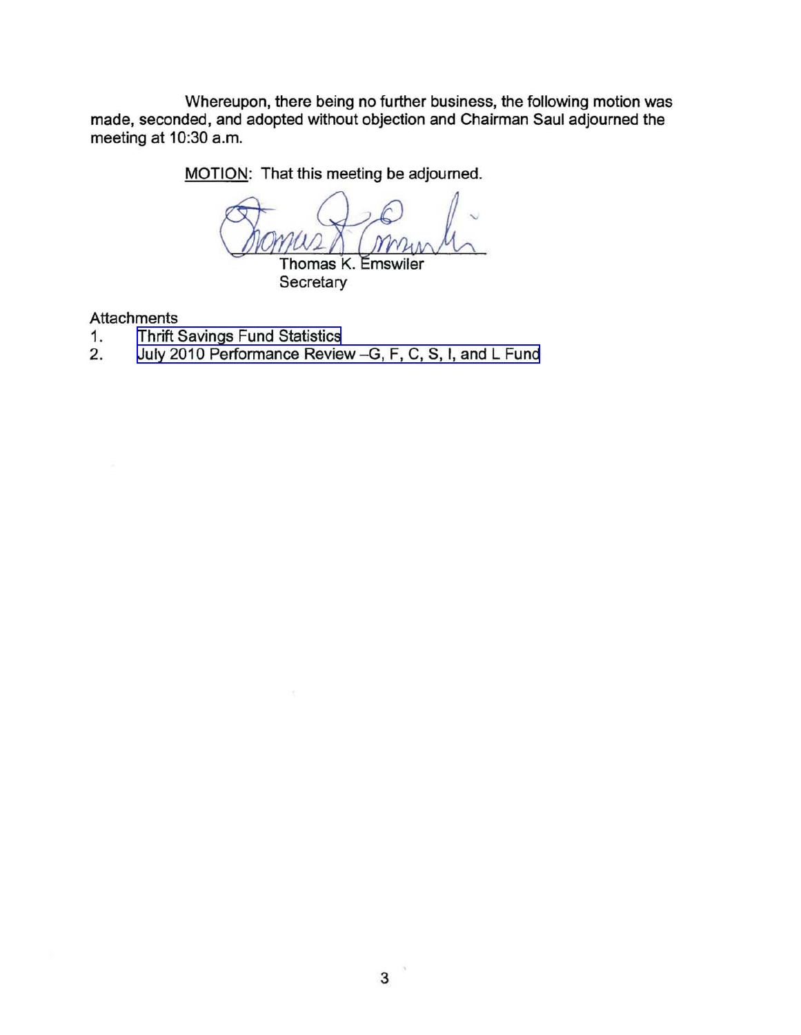Whereupon, there being no further business, the following motion was made, seconded, and adopted without objection and Chairman Saul adjourned the meeting at 10:30 a.m.

<u>MOTION</u>: That this meeting be adjourned.

Thomas K. Emswiler
Secretary

Attachments

1. Thrift Savings Fund Statistics
2. July 2010 Performance Review –G, F, C, S, I, and L Fund